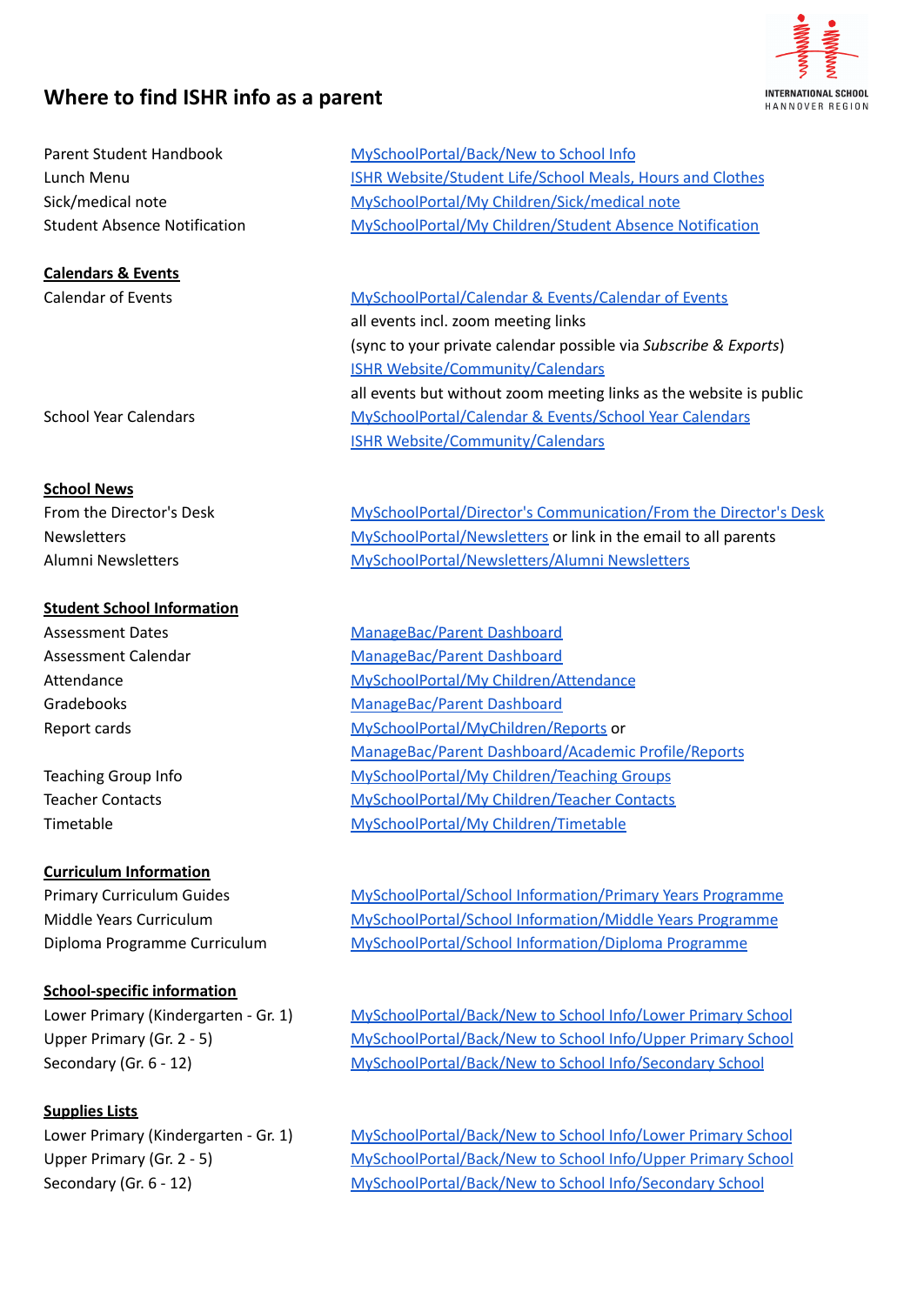# Where to find ISHR info as a parent

| | |
|---|---|
| Parent Student Handbook | MySchoolPortal/Back/New to School Info |
| Lunch Menu | ISHR Website/Student Life/School Meals, Hours and Clothes |
| Sick/medical note | MySchoolPortal/My Children/Sick/medical note |
| Student Absence Notification | MySchoolPortal/My Children/Student Absence Notification |

**Calendars & Events**

| | |
|---|---|
| Calendar of Events | MySchoolPortal/Calendar & Events/Calendar of Events<br>all events incl. zoom meeting links<br>(sync to your private calendar possible via *Subscribe & Exports*)<br>ISHR Website/Community/Calendars<br>all events but without zoom meeting links as the website is public |
| School Year Calendars | MySchoolPortal/Calendar & Events/School Year Calendars<br>ISHR Website/Community/Calendars |

**School News**

| | |
|---|---|
| From the Director's Desk | MySchoolPortal/Director's Communication/From the Director's Desk |
| Newsletters | MySchoolPortal/Newsletters or link in the email to all parents |
| Alumni Newsletters | MySchoolPortal/Newsletters/Alumni Newsletters |

**Student School Information**

| | |
|---|---|
| Assessment Dates | ManageBac/Parent Dashboard |
| Assessment Calendar | ManageBac/Parent Dashboard |
| Attendance | MySchoolPortal/My Children/Attendance |
| Gradebooks | ManageBac/Parent Dashboard |
| Report cards | MySchoolPortal/MyChildren/Reports or<br>ManageBac/Parent Dashboard/Academic Profile/Reports |
| Teaching Group Info | MySchoolPortal/My Children/Teaching Groups |
| Teacher Contacts | MySchoolPortal/My Children/Teacher Contacts |
| Timetable | MySchoolPortal/My Children/Timetable |

**Curriculum Information**

| | |
|---|---|
| Primary Curriculum Guides | MySchoolPortal/School Information/Primary Years Programme |
| Middle Years Curriculum | MySchoolPortal/School Information/Middle Years Programme |
| Diploma Programme Curriculum | MySchoolPortal/School Information/Diploma Programme |

**School-specific information**

| | |
|---|---|
| Lower Primary (Kindergarten - Gr. 1) | MySchoolPortal/Back/New to School Info/Lower Primary School |
| Upper Primary (Gr. 2 - 5) | MySchoolPortal/Back/New to School Info/Upper Primary School |
| Secondary (Gr. 6 - 12) | MySchoolPortal/Back/New to School Info/Secondary School |

**Supplies Lists**

| | |
|---|---|
| Lower Primary (Kindergarten - Gr. 1) | MySchoolPortal/Back/New to School Info/Lower Primary School |
| Upper Primary (Gr. 2 - 5) | MySchoolPortal/Back/New to School Info/Upper Primary School |
| Secondary (Gr. 6 - 12) | MySchoolPortal/Back/New to School Info/Secondary School |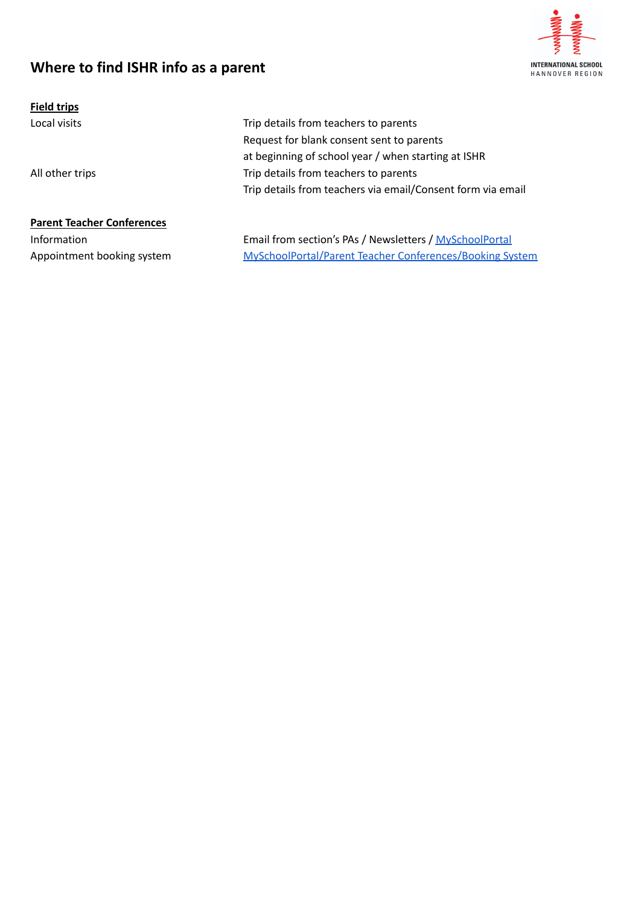## Where to find ISHR info as a parent

INTERNATIONAL SCHOOL HANNOVER REGION

**Field trips**

| | |
|---|---|
| Local visits | Trip details from teachers to parents |
| | Request for blank consent sent to parents at beginning of school year / when starting at ISHR |
| All other trips | Trip details from teachers to parents |
| | Trip details from teachers via email/Consent form via email |

**Parent Teacher Conferences**

| | |
|---|---|
| Information | Email from section's PAs / Newsletters / MySchoolPortal |
| Appointment booking system | MySchoolPortal/Parent Teacher Conferences/Booking System |